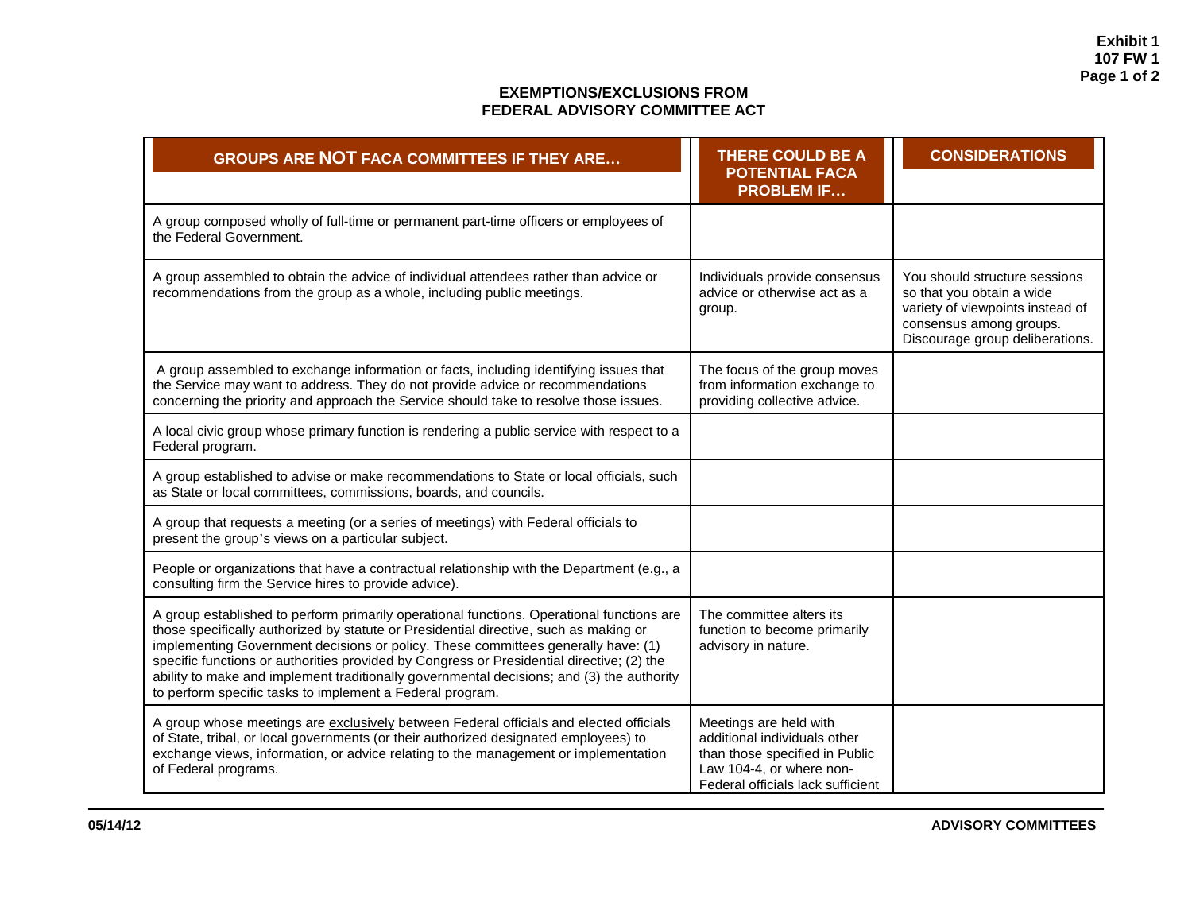**Exhibit 1**
**107 FW 1**

## EXEMPTIONS/EXCLUSIONS FROM FEDERAL ADVISORY COMMITTEE ACT

| GROUPS ARE **NOT** FACA COMMITTEES IF THEY ARE… | THERE COULD BE A POTENTIAL FACA PROBLEM IF… | CONSIDERATIONS |
|---|---|---|
| A group composed wholly of full-time or permanent part-time officers or employees of the Federal Government. | | |
| A group assembled to obtain the advice of individual attendees rather than advice or recommendations from the group as a whole, including public meetings. | Individuals provide consensus advice or otherwise act as a group. | You should structure sessions so that you obtain a wide variety of viewpoints instead of consensus among groups. Discourage group deliberations. |
| A group assembled to exchange information or facts, including identifying issues that the Service may want to address. They do not provide advice or recommendations concerning the priority and approach the Service should take to resolve those issues. | The focus of the group moves from information exchange to providing collective advice. | |
| A local civic group whose primary function is rendering a public service with respect to a Federal program. | | |
| A group established to advise or make recommendations to State or local officials, such as State or local committees, commissions, boards, and councils. | | |
| A group that requests a meeting (or a series of meetings) with Federal officials to present the group's views on a particular subject. | | |
| People or organizations that have a contractual relationship with the Department (e.g., a consulting firm the Service hires to provide advice). | | |
| A group established to perform primarily operational functions. Operational functions are those specifically authorized by statute or Presidential directive, such as making or implementing Government decisions or policy. These committees generally have: (1) specific functions or authorities provided by Congress or Presidential directive; (2) the ability to make and implement traditionally governmental decisions; and (3) the authority to perform specific tasks to implement a Federal program. | The committee alters its function to become primarily advisory in nature. | |
| A group whose meetings are <u>exclusively</u> between Federal officials and elected officials of State, tribal, or local governments (or their authorized designated employees) to exchange views, information, or advice relating to the management or implementation of Federal programs. | Meetings are held with additional individuals other than those specified in Public Law 104-4, or where non-Federal officials lack sufficient | |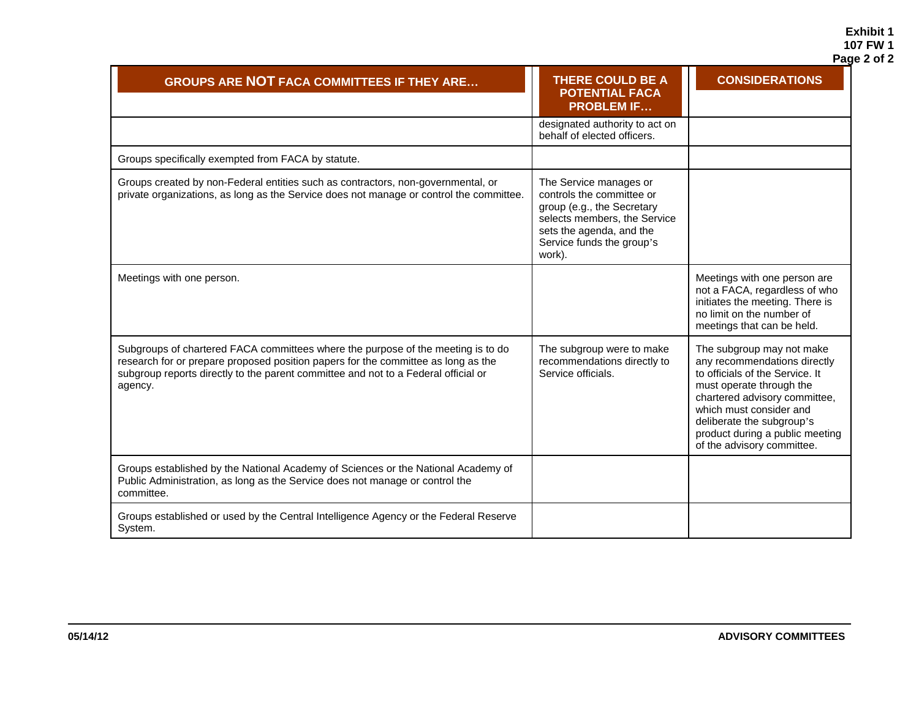| GROUPS ARE NOT FACA COMMITTEES IF THEY ARE… | THERE COULD BE A POTENTIAL FACA PROBLEM IF… | CONSIDERATIONS |
|---|---|---|
| | designated authority to act on behalf of elected officers. | |
| Groups specifically exempted from FACA by statute. | | |
| Groups created by non-Federal entities such as contractors, non-governmental, or private organizations, as long as the Service does not manage or control the committee. | The Service manages or controls the committee or group (e.g., the Secretary selects members, the Service sets the agenda, and the Service funds the group's work). | |
| Meetings with one person. | | Meetings with one person are not a FACA, regardless of who initiates the meeting. There is no limit on the number of meetings that can be held. |
| Subgroups of chartered FACA committees where the purpose of the meeting is to do research for or prepare proposed position papers for the committee as long as the subgroup reports directly to the parent committee and not to a Federal official or agency. | The subgroup were to make recommendations directly to Service officials. | The subgroup may not make any recommendations directly to officials of the Service. It must operate through the chartered advisory committee, which must consider and deliberate the subgroup's product during a public meeting of the advisory committee. |
| Groups established by the National Academy of Sciences or the National Academy of Public Administration, as long as the Service does not manage or control the committee. | | |
| Groups established or used by the Central Intelligence Agency or the Federal Reserve System. | | |